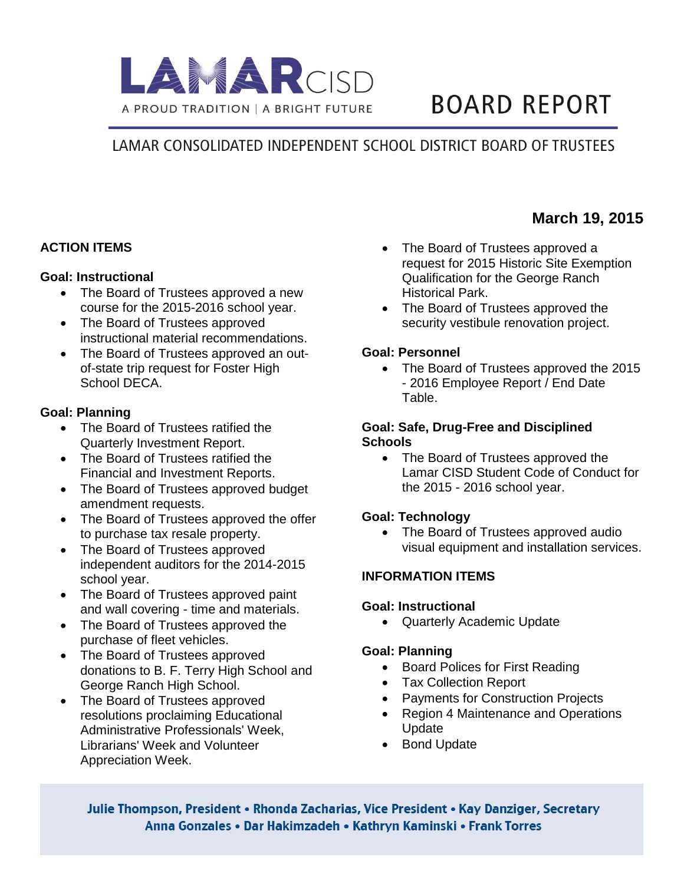# LAMAR CISD

A PROUD TRADITION | A BRIGHT FUTURE

# BOARD REPORT

## LAMAR CONSOLIDATED INDEPENDENT SCHOOL DISTRICT BOARD OF TRUSTEES

**March 19, 2015**

### ACTION ITEMS

**Goal: Instructional**

- The Board of Trustees approved a new course for the 2015-2016 school year.
- The Board of Trustees approved instructional material recommendations.
- The Board of Trustees approved an out-of-state trip request for Foster High School DECA.

**Goal: Planning**

- The Board of Trustees ratified the Quarterly Investment Report.
- The Board of Trustees ratified the Financial and Investment Reports.
- The Board of Trustees approved budget amendment requests.
- The Board of Trustees approved the offer to purchase tax resale property.
- The Board of Trustees approved independent auditors for the 2014-2015 school year.
- The Board of Trustees approved paint and wall covering - time and materials.
- The Board of Trustees approved the purchase of fleet vehicles.
- The Board of Trustees approved donations to B. F. Terry High School and George Ranch High School.
- The Board of Trustees approved resolutions proclaiming Educational Administrative Professionals' Week, Librarians' Week and Volunteer Appreciation Week.
- The Board of Trustees approved a request for 2015 Historic Site Exemption Qualification for the George Ranch Historical Park.
- The Board of Trustees approved the security vestibule renovation project.

**Goal: Personnel**

- The Board of Trustees approved the 2015 - 2016 Employee Report / End Date Table.

**Goal: Safe, Drug-Free and Disciplined Schools**

- The Board of Trustees approved the Lamar CISD Student Code of Conduct for the 2015 - 2016 school year.

**Goal: Technology**

- The Board of Trustees approved audio visual equipment and installation services.

### INFORMATION ITEMS

**Goal: Instructional**

- Quarterly Academic Update

**Goal: Planning**

- Board Polices for First Reading
- Tax Collection Report
- Payments for Construction Projects
- Region 4 Maintenance and Operations Update
- Bond Update

**Julie Thompson, President • Rhonda Zacharias, Vice President • Kay Danziger, Secretary**
**Anna Gonzales • Dar Hakimzadeh • Kathryn Kaminski • Frank Torres**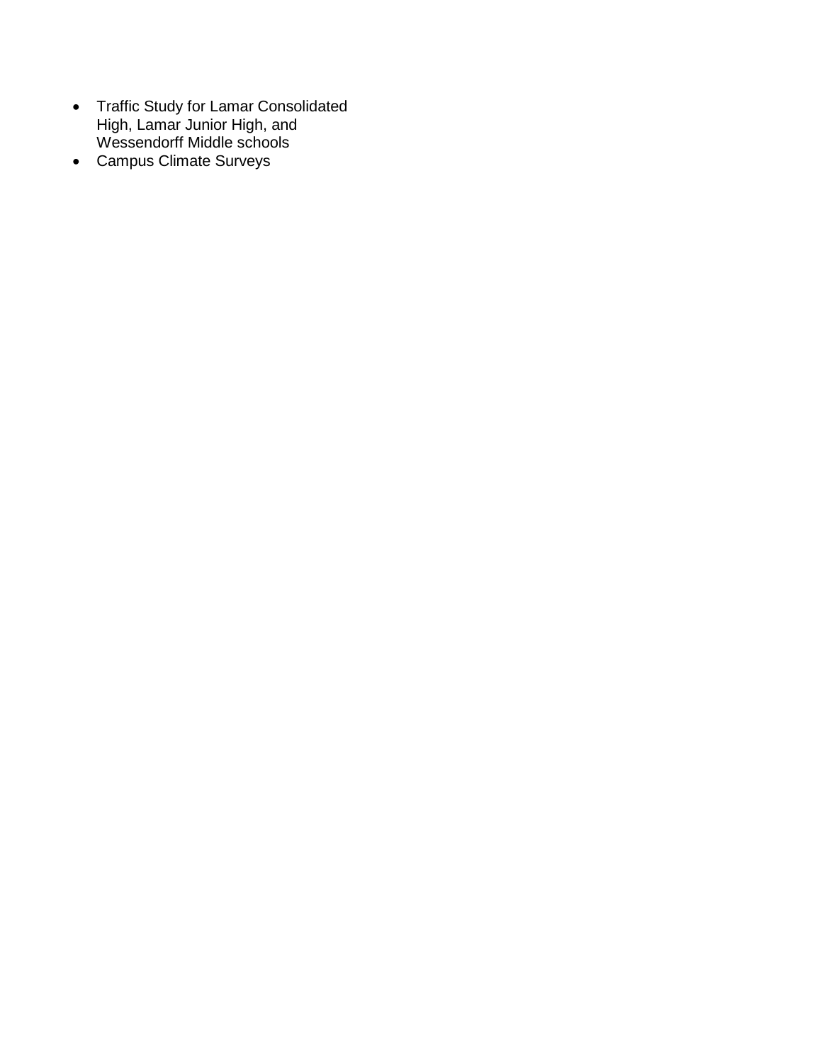- Traffic Study for Lamar Consolidated High, Lamar Junior High, and Wessendorff Middle schools
- Campus Climate Surveys